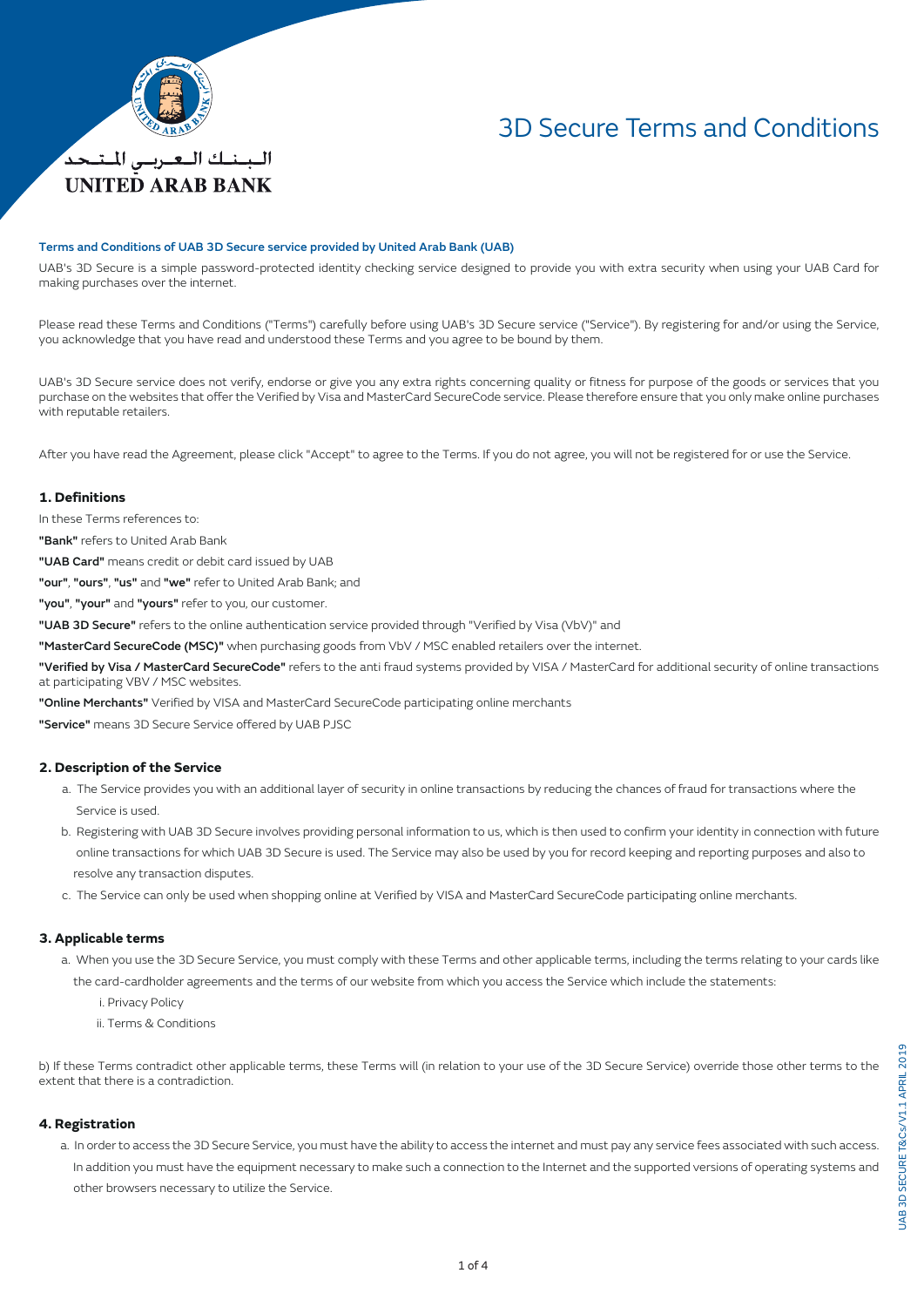الـبـنـك الـعـربـي المـتـحـد
UNITED ARAB BANK

# 3D Secure Terms and Conditions

**Terms and Conditions of UAB 3D Secure service provided by United Arab Bank (UAB)**

UAB's 3D Secure is a simple password-protected identity checking service designed to provide you with extra security when using your UAB Card for making purchases over the internet.

Please read these Terms and Conditions ("Terms") carefully before using UAB's 3D Secure service ("Service"). By registering for and/or using the Service, you acknowledge that you have read and understood these Terms and you agree to be bound by them.

UAB's 3D Secure service does not verify, endorse or give you any extra rights concerning quality or fitness for purpose of the goods or services that you purchase on the websites that offer the Verified by Visa and MasterCard SecureCode service. Please therefore ensure that you only make online purchases with reputable retailers.

After you have read the Agreement, please click "Accept" to agree to the Terms. If you do not agree, you will not be registered for or use the Service.

## 1. Definitions

In these Terms references to:

**"Bank"** refers to United Arab Bank

**"UAB Card"** means credit or debit card issued by UAB

**"our"**, **"ours"**, **"us"** and **"we"** refer to United Arab Bank; and

**"you"**, **"your"** and **"yours"** refer to you, our customer.

**"UAB 3D Secure"** refers to the online authentication service provided through "Verified by Visa (VbV)" and

**"MasterCard SecureCode (MSC)"** when purchasing goods from VbV / MSC enabled retailers over the internet.

**"Verified by Visa / MasterCard SecureCode"** refers to the anti fraud systems provided by VISA / MasterCard for additional security of online transactions at participating VBV / MSC websites.

**"Online Merchants"** Verified by VISA and MasterCard SecureCode participating online merchants

**"Service"** means 3D Secure Service offered by UAB PJSC

## 2. Description of the Service

a. The Service provides you with an additional layer of security in online transactions by reducing the chances of fraud for transactions where the Service is used.

b. Registering with UAB 3D Secure involves providing personal information to us, which is then used to confirm your identity in connection with future online transactions for which UAB 3D Secure is used. The Service may also be used by you for record keeping and reporting purposes and also to resolve any transaction disputes.

c. The Service can only be used when shopping online at Verified by VISA and MasterCard SecureCode participating online merchants.

## 3. Applicable terms

a. When you use the 3D Secure Service, you must comply with these Terms and other applicable terms, including the terms relating to your cards like the card-cardholder agreements and the terms of our website from which you access the Service which include the statements:

   i. Privacy Policy

   ii. Terms & Conditions

b) If these Terms contradict other applicable terms, these Terms will (in relation to your use of the 3D Secure Service) override those other terms to the extent that there is a contradiction.

## 4. Registration

a. In order to access the 3D Secure Service, you must have the ability to access the internet and must pay any service fees associated with such access. In addition you must have the equipment necessary to make such a connection to the Internet and the supported versions of operating systems and other browsers necessary to utilize the Service.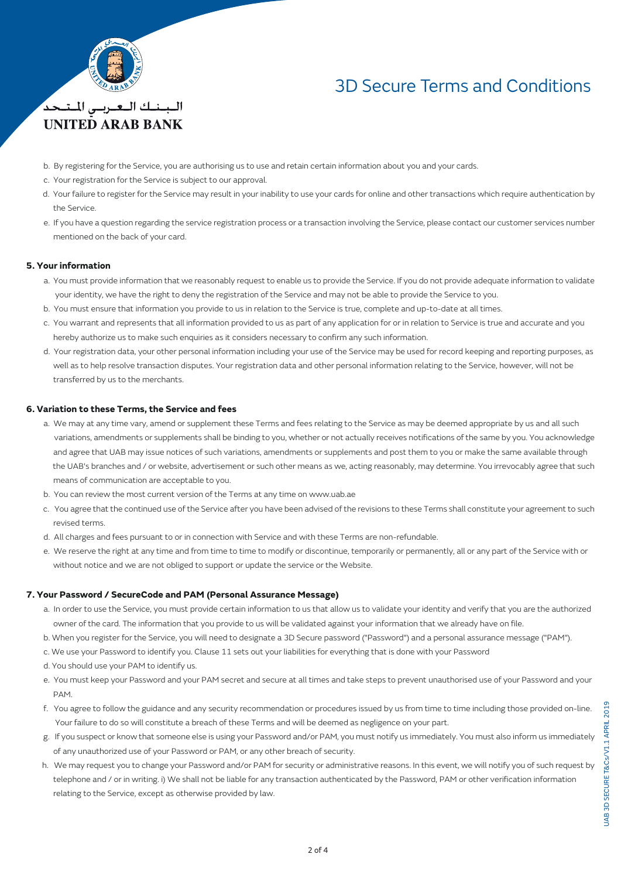b. By registering for the Service, you are authorising us to use and retain certain information about you and your cards.

c. Your registration for the Service is subject to our approval.

d. Your failure to register for the Service may result in your inability to use your cards for online and other transactions which require authentication by the Service.

e. If you have a question regarding the service registration process or a transaction involving the Service, please contact our customer services number mentioned on the back of your card.

### 5. Your information

a. You must provide information that we reasonably request to enable us to provide the Service. If you do not provide adequate information to validate your identity, we have the right to deny the registration of the Service and may not be able to provide the Service to you.

b. You must ensure that information you provide to us in relation to the Service is true, complete and up-to-date at all times.

c. You warrant and represents that all information provided to us as part of any application for or in relation to Service is true and accurate and you hereby authorize us to make such enquiries as it considers necessary to confirm any such information.

d. Your registration data, your other personal information including your use of the Service may be used for record keeping and reporting purposes, as well as to help resolve transaction disputes. Your registration data and other personal information relating to the Service, however, will not be transferred by us to the merchants.

### 6. Variation to these Terms, the Service and fees

a. We may at any time vary, amend or supplement these Terms and fees relating to the Service as may be deemed appropriate by us and all such variations, amendments or supplements shall be binding to you, whether or not actually receives notifications of the same by you. You acknowledge and agree that UAB may issue notices of such variations, amendments or supplements and post them to you or make the same available through the UAB's branches and / or website, advertisement or such other means as we, acting reasonably, may determine. You irrevocably agree that such means of communication are acceptable to you.

b. You can review the most current version of the Terms at any time on www.uab.ae

c. You agree that the continued use of the Service after you have been advised of the revisions to these Terms shall constitute your agreement to such revised terms.

d. All charges and fees pursuant to or in connection with Service and with these Terms are non-refundable.

e. We reserve the right at any time and from time to time to modify or discontinue, temporarily or permanently, all or any part of the Service with or without notice and we are not obliged to support or update the service or the Website.

### 7. Your Password / SecureCode and PAM (Personal Assurance Message)

a. In order to use the Service, you must provide certain information to us that allow us to validate your identity and verify that you are the authorized owner of the card. The information that you provide to us will be validated against your information that we already have on file.

b. When you register for the Service, you will need to designate a 3D Secure password ("Password") and a personal assurance message ("PAM").

c. We use your Password to identify you. Clause 11 sets out your liabilities for everything that is done with your Password

d. You should use your PAM to identify us.

e. You must keep your Password and your PAM secret and secure at all times and take steps to prevent unauthorised use of your Password and your PAM.

f. You agree to follow the guidance and any security recommendation or procedures issued by us from time to time including those provided on-line. Your failure to do so will constitute a breach of these Terms and will be deemed as negligence on your part.

g. If you suspect or know that someone else is using your Password and/or PAM, you must notify us immediately. You must also inform us immediately of any unauthorized use of your Password or PAM, or any other breach of security.

h. We may request you to change your Password and/or PAM for security or administrative reasons. In this event, we will notify you of such request by telephone and / or in writing. i) We shall not be liable for any transaction authenticated by the Password, PAM or other verification information relating to the Service, except as otherwise provided by law.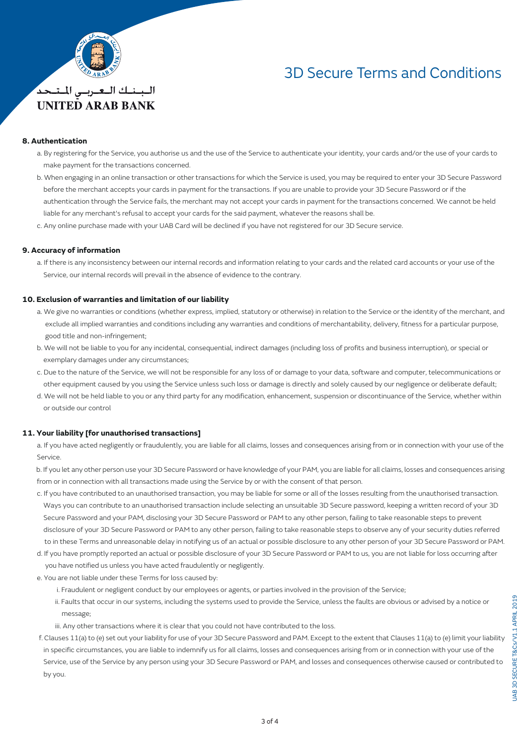# 3D Secure Terms and Conditions

## 8. Authentication

a. By registering for the Service, you authorise us and the use of the Service to authenticate your identity, your cards and/or the use of your cards to make payment for the transactions concerned.

b. When engaging in an online transaction or other transactions for which the Service is used, you may be required to enter your 3D Secure Password before the merchant accepts your cards in payment for the transactions. If you are unable to provide your 3D Secure Password or if the authentication through the Service fails, the merchant may not accept your cards in payment for the transactions concerned. We cannot be held liable for any merchant's refusal to accept your cards for the said payment, whatever the reasons shall be.

c. Any online purchase made with your UAB Card will be declined if you have not registered for our 3D Secure service.

## 9. Accuracy of information

a. If there is any inconsistency between our internal records and information relating to your cards and the related card accounts or your use of the Service, our internal records will prevail in the absence of evidence to the contrary.

## 10. Exclusion of warranties and limitation of our liability

a. We give no warranties or conditions (whether express, implied, statutory or otherwise) in relation to the Service or the identity of the merchant, and exclude all implied warranties and conditions including any warranties and conditions of merchantability, delivery, fitness for a particular purpose, good title and non-infringement;

b. We will not be liable to you for any incidental, consequential, indirect damages (including loss of profits and business interruption), or special or exemplary damages under any circumstances;

c. Due to the nature of the Service, we will not be responsible for any loss of or damage to your data, software and computer, telecommunications or other equipment caused by you using the Service unless such loss or damage is directly and solely caused by our negligence or deliberate default;

d. We will not be held liable to you or any third party for any modification, enhancement, suspension or discontinuance of the Service, whether within or outside our control

## 11. Your liability [for unauthorised transactions]

a. If you have acted negligently or fraudulently, you are liable for all claims, losses and consequences arising from or in connection with your use of the Service.

b. If you let any other person use your 3D Secure Password or have knowledge of your PAM, you are liable for all claims, losses and consequences arising from or in connection with all transactions made using the Service by or with the consent of that person.

c. If you have contributed to an unauthorised transaction, you may be liable for some or all of the losses resulting from the unauthorised transaction. Ways you can contribute to an unauthorised transaction include selecting an unsuitable 3D Secure password, keeping a written record of your 3D Secure Password and your PAM, disclosing your 3D Secure Password or PAM to any other person, failing to take reasonable steps to prevent disclosure of your 3D Secure Password or PAM to any other person, failing to take reasonable steps to observe any of your security duties referred to in these Terms and unreasonable delay in notifying us of an actual or possible disclosure to any other person of your 3D Secure Password or PAM.

d. If you have promptly reported an actual or possible disclosure of your 3D Secure Password or PAM to us, you are not liable for loss occurring after you have notified us unless you have acted fraudulently or negligently.

e. You are not liable under these Terms for loss caused by:

i. Fraudulent or negligent conduct by our employees or agents, or parties involved in the provision of the Service;

ii. Faults that occur in our systems, including the systems used to provide the Service, unless the faults are obvious or advised by a notice or message;

iii. Any other transactions where it is clear that you could not have contributed to the loss.

f. Clauses 11(a) to (e) set out your liability for use of your 3D Secure Password and PAM. Except to the extent that Clauses 11(a) to (e) limit your liability in specific circumstances, you are liable to indemnify us for all claims, losses and consequences arising from or in connection with your use of the Service, use of the Service by any person using your 3D Secure Password or PAM, and losses and consequences otherwise caused or contributed to by you.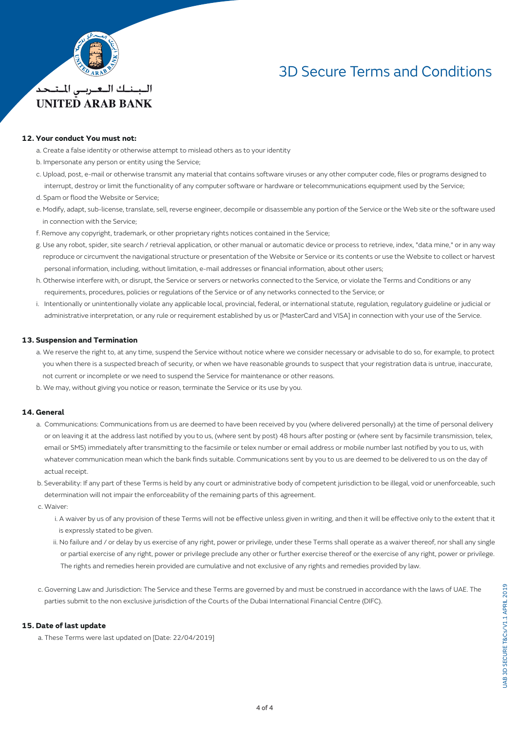# 3D Secure Terms and Conditions

**12. Your conduct You must not:**

a. Create a false identity or otherwise attempt to mislead others as to your identity

b. Impersonate any person or entity using the Service;

c. Upload, post, e-mail or otherwise transmit any material that contains software viruses or any other computer code, files or programs designed to interrupt, destroy or limit the functionality of any computer software or hardware or telecommunications equipment used by the Service;

d. Spam or flood the Website or Service;

e. Modify, adapt, sub-license, translate, sell, reverse engineer, decompile or disassemble any portion of the Service or the Web site or the software used in connection with the Service;

f. Remove any copyright, trademark, or other proprietary rights notices contained in the Service;

g. Use any robot, spider, site search / retrieval application, or other manual or automatic device or process to retrieve, index, "data mine," or in any way reproduce or circumvent the navigational structure or presentation of the Website or Service or its contents or use the Website to collect or harvest personal information, including, without limitation, e-mail addresses or financial information, about other users;

h. Otherwise interfere with, or disrupt, the Service or servers or networks connected to the Service, or violate the Terms and Conditions or any requirements, procedures, policies or regulations of the Service or of any networks connected to the Service; or

i. Intentionally or unintentionally violate any applicable local, provincial, federal, or international statute, regulation, regulatory guideline or judicial or administrative interpretation, or any rule or requirement established by us or [MasterCard and VISA] in connection with your use of the Service.

**13. Suspension and Termination**

a. We reserve the right to, at any time, suspend the Service without notice where we consider necessary or advisable to do so, for example, to protect you when there is a suspected breach of security, or when we have reasonable grounds to suspect that your registration data is untrue, inaccurate, not current or incomplete or we need to suspend the Service for maintenance or other reasons.

b. We may, without giving you notice or reason, terminate the Service or its use by you.

**14. General**

a. Communications: Communications from us are deemed to have been received by you (where delivered personally) at the time of personal delivery or on leaving it at the address last notified by you to us, (where sent by post) 48 hours after posting or (where sent by facsimile transmission, telex, email or SMS) immediately after transmitting to the facsimile or telex number or email address or mobile number last notified by you to us, with whatever communication mean which the bank finds suitable. Communications sent by you to us are deemed to be delivered to us on the day of actual receipt.

b. Severability: If any part of these Terms is held by any court or administrative body of competent jurisdiction to be illegal, void or unenforceable, such determination will not impair the enforceability of the remaining parts of this agreement.

c. Waiver:

i. A waiver by us of any provision of these Terms will not be effective unless given in writing, and then it will be effective only to the extent that it is expressly stated to be given.

ii. No failure and / or delay by us exercise of any right, power or privilege, under these Terms shall operate as a waiver thereof, nor shall any single or partial exercise of any right, power or privilege preclude any other or further exercise thereof or the exercise of any right, power or privilege. The rights and remedies herein provided are cumulative and not exclusive of any rights and remedies provided by law.

c. Governing Law and Jurisdiction: The Service and these Terms are governed by and must be construed in accordance with the laws of UAE. The parties submit to the non exclusive jurisdiction of the Courts of the Dubai International Financial Centre (DIFC).

**15. Date of last update**

a. These Terms were last updated on [Date: 22/04/2019]